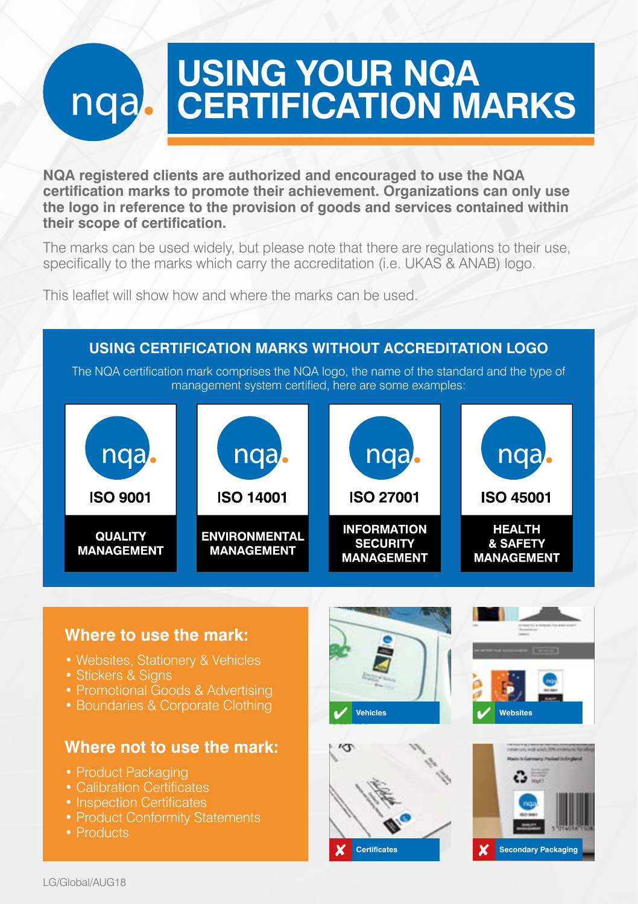# USING YOUR NQA CERTIFICATION MARKS

**NQA registered clients are authorized and encouraged to use the NQA certification marks to promote their achievement. Organizations can only use the logo in reference to the provision of goods and services contained within their scope of certification.**

The marks can be used widely, but please note that there are regulations to their use, specifically to the marks which carry the accreditation (i.e. UKAS & ANAB) logo.

This leaflet will show how and where the marks can be used.

## USING CERTIFICATION MARKS WITHOUT ACCREDITATION LOGO

The NQA certification mark comprises the NQA logo, the name of the standard and the type of management system certified, here are some examples:

| nqa. | nqa. | nqa. | nqa. |
|---|---|---|---|
| ISO 9001 | ISO 14001 | ISO 27001 | ISO 45001 |
| QUALITY MANAGEMENT | ENVIRONMENTAL MANAGEMENT | INFORMATION SECURITY MANAGEMENT | HEALTH & SAFETY MANAGEMENT |

### Where to use the mark:

- Websites, Stationery & Vehicles
- Stickers & Signs
- Promotional Goods & Advertising
- Boundaries & Corporate Clothing

### Where not to use the mark:

- Product Packaging
- Calibration Certificates
- Inspection Certificates
- Product Conformity Statements
- Products

✔ Vehicles

✔ Websites

✘ Certificates

✘ Secondary Packaging

LG/Global/AUG18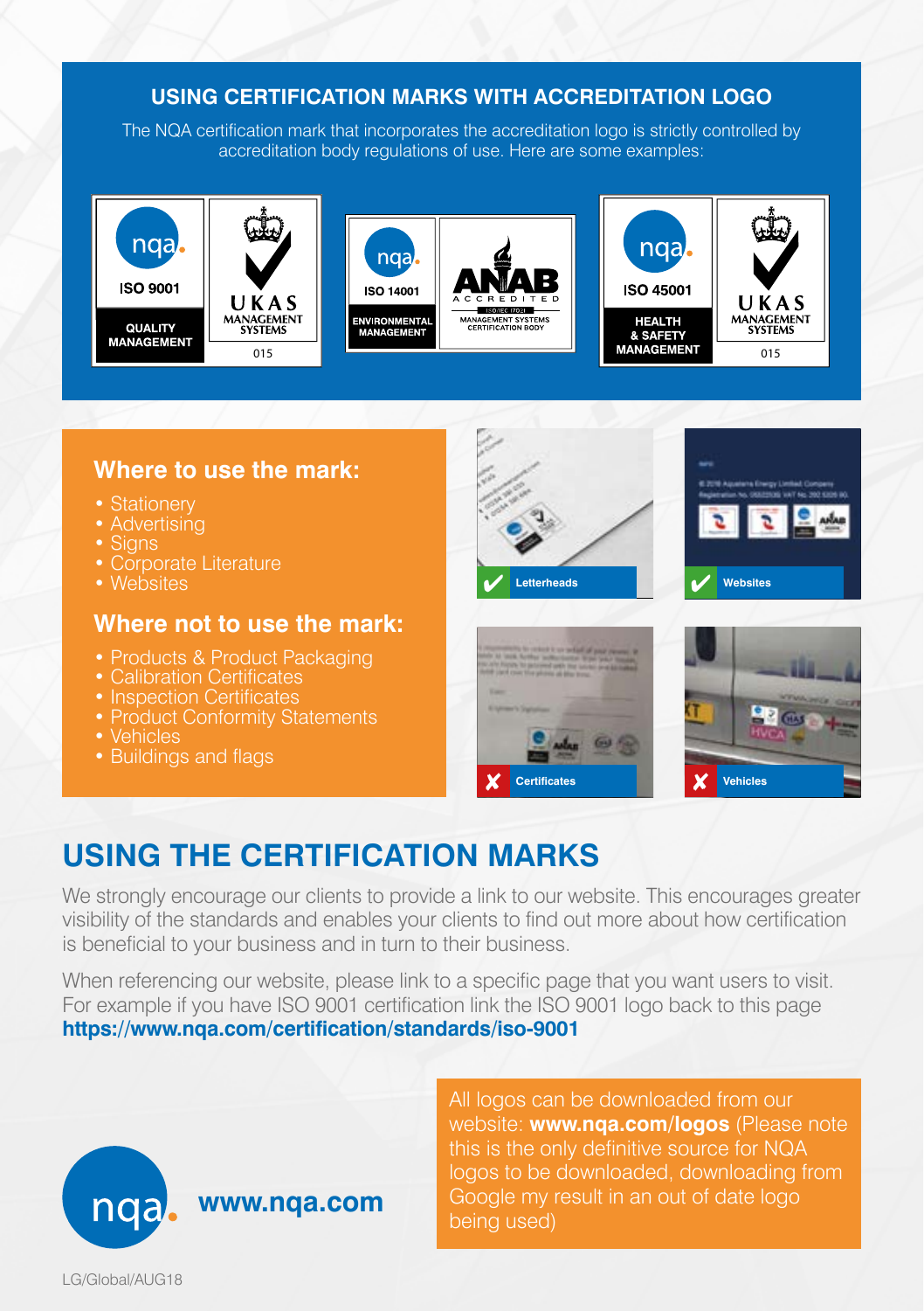## USING CERTIFICATION MARKS WITH ACCREDITATION LOGO

The NQA certification mark that incorporates the accreditation logo is strictly controlled by accreditation body regulations of use. Here are some examples:

nqa. ISO 9001 QUALITY MANAGEMENT — UKAS MANAGEMENT SYSTEMS 015

nqa. ISO 14001 ENVIRONMENTAL MANAGEMENT — ANAB ACCREDITED ISO/IEC 17021 MANAGEMENT SYSTEMS CERTIFICATION BODY

nqa. ISO 45001 HEALTH & SAFETY MANAGEMENT — UKAS MANAGEMENT SYSTEMS 015

### Where to use the mark:

- Stationery
- Advertising
- Signs
- Corporate Literature
- Websites

### Where not to use the mark:

- Products & Product Packaging
- Calibration Certificates
- Inspection Certificates
- Product Conformity Statements
- Vehicles
- Buildings and flags

✔ Letterheads

✔ Websites

✘ Certificates

✘ Vehicles

## USING THE CERTIFICATION MARKS

We strongly encourage our clients to provide a link to our website. This encourages greater visibility of the standards and enables your clients to find out more about how certification is beneficial to your business and in turn to their business.

When referencing our website, please link to a specific page that you want users to visit. For example if you have ISO 9001 certification link the ISO 9001 logo back to this page **https://www.nqa.com/certification/standards/iso-9001**

All logos can be downloaded from our website: **www.nqa.com/logos** (Please note this is the only definitive source for NQA logos to be downloaded, downloading from Google my result in an out of date logo being used)

nqa. **www.nqa.com**

LG/Global/AUG18